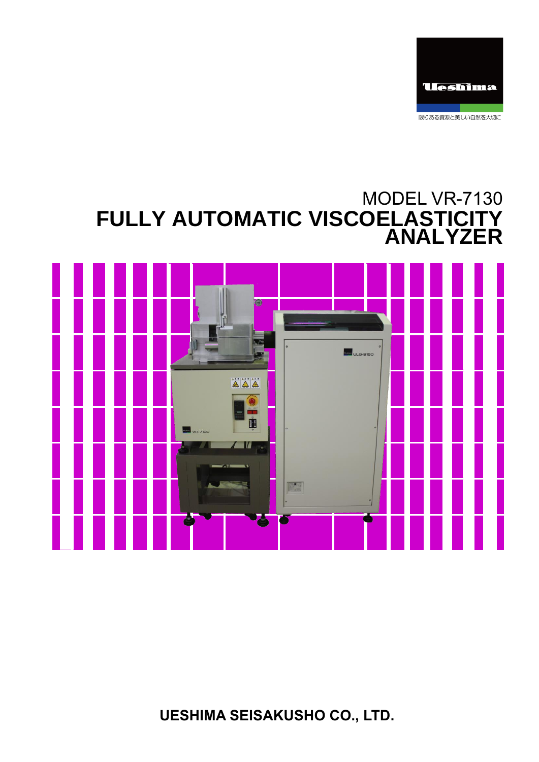Ueshima

限りある資源と美しい自然を大切に

MODEL VR-7130

# FULLY AUTOMATIC VISCOELASTICITY ANALYZER

**UESHIMA SEISAKUSHO CO., LTD.**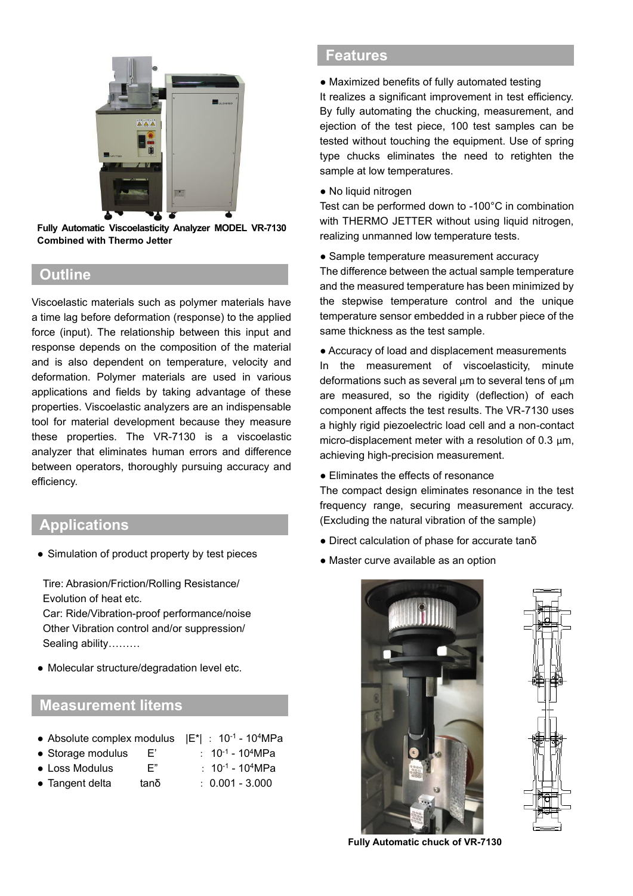Fully Automatic Viscoelasticity Analyzer MODEL VR-7130 Combined with Thermo Jetter

## Outline

Viscoelastic materials such as polymer materials have a time lag before deformation (response) to the applied force (input). The relationship between this input and response depends on the composition of the material and is also dependent on temperature, velocity and deformation. Polymer materials are used in various applications and fields by taking advantage of these properties. Viscoelastic analyzers are an indispensable tool for material development because they measure these properties. The VR-7130 is a viscoelastic analyzer that eliminates human errors and difference between operators, thoroughly pursuing accuracy and efficiency.

## Applications

- Simulation of product property by test pieces

  Tire: Abrasion/Friction/Rolling Resistance/ Evolution of heat etc.
  Car: Ride/Vibration-proof performance/noise
  Other Vibration control and/or suppression/ Sealing ability………

- Molecular structure/degradation level etc.

## Measurement litems

- Absolute complex modulus |E*| : $10^{-1}$ - $10^{4}$MPa
- Storage modulus E' : $10^{-1}$ - $10^{4}$MPa
- Loss Modulus E" : $10^{-1}$ - $10^{4}$MPa
- Tangent delta tanδ : 0.001 - 3.000

## Features

● Maximized benefits of fully automated testing

It realizes a significant improvement in test efficiency. By fully automating the chucking, measurement, and ejection of the test piece, 100 test samples can be tested without touching the equipment. Use of spring type chucks eliminates the need to retighten the sample at low temperatures.

● No liquid nitrogen

Test can be performed down to -100°C in combination with THERMO JETTER without using liquid nitrogen, realizing unmanned low temperature tests.

● Sample temperature measurement accuracy

The difference between the actual sample temperature and the measured temperature has been minimized by the stepwise temperature control and the unique temperature sensor embedded in a rubber piece of the same thickness as the test sample.

● Accuracy of load and displacement measurements

In the measurement of viscoelasticity, minute deformations such as several μm to several tens of μm are measured, so the rigidity (deflection) of each component affects the test results. The VR-7130 uses a highly rigid piezoelectric load cell and a non-contact micro-displacement meter with a resolution of 0.3 μm, achieving high-precision measurement.

● Eliminates the effects of resonance

The compact design eliminates resonance in the test frequency range, securing measurement accuracy. (Excluding the natural vibration of the sample)

● Direct calculation of phase for accurate tanδ

● Master curve available as an option

Fully Automatic chuck of VR-7130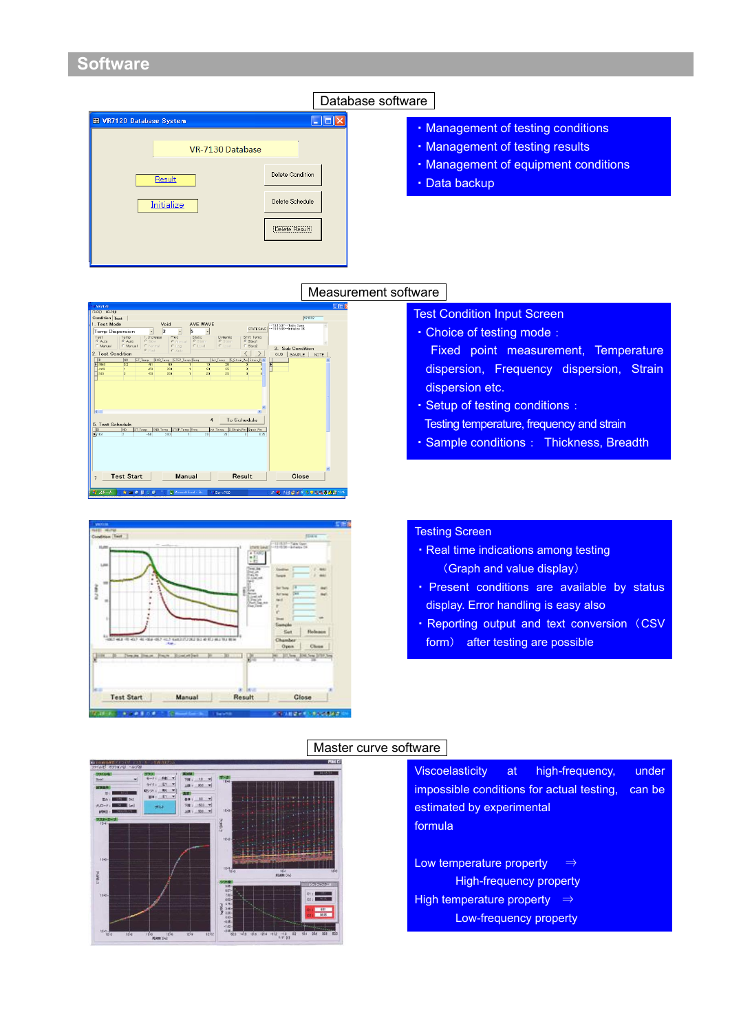# Software

## Database software

- Management of testing conditions
- Management of testing results
- Management of equipment conditions
- Data backup

## Measurement software

**Test Condition Input Screen**

- Choice of testing mode：
  Fixed point measurement, Temperature dispersion, Frequency dispersion, Strain dispersion etc.
- Setup of testing conditions：
  Testing temperature, frequency and strain
- Sample conditions： Thickness, Breadth

**Testing Screen**

- Real time indications among testing
  （Graph and value display）
- Present conditions are available by status display. Error handling is easy also
- Reporting output and text conversion（CSV form） after testing are possible

## Master curve software

Viscoelasticity at high-frequency, under impossible conditions for actual testing, can be estimated by experimental formula

Low temperature property ⇒
High-frequency property
High temperature property ⇒
Low-frequency property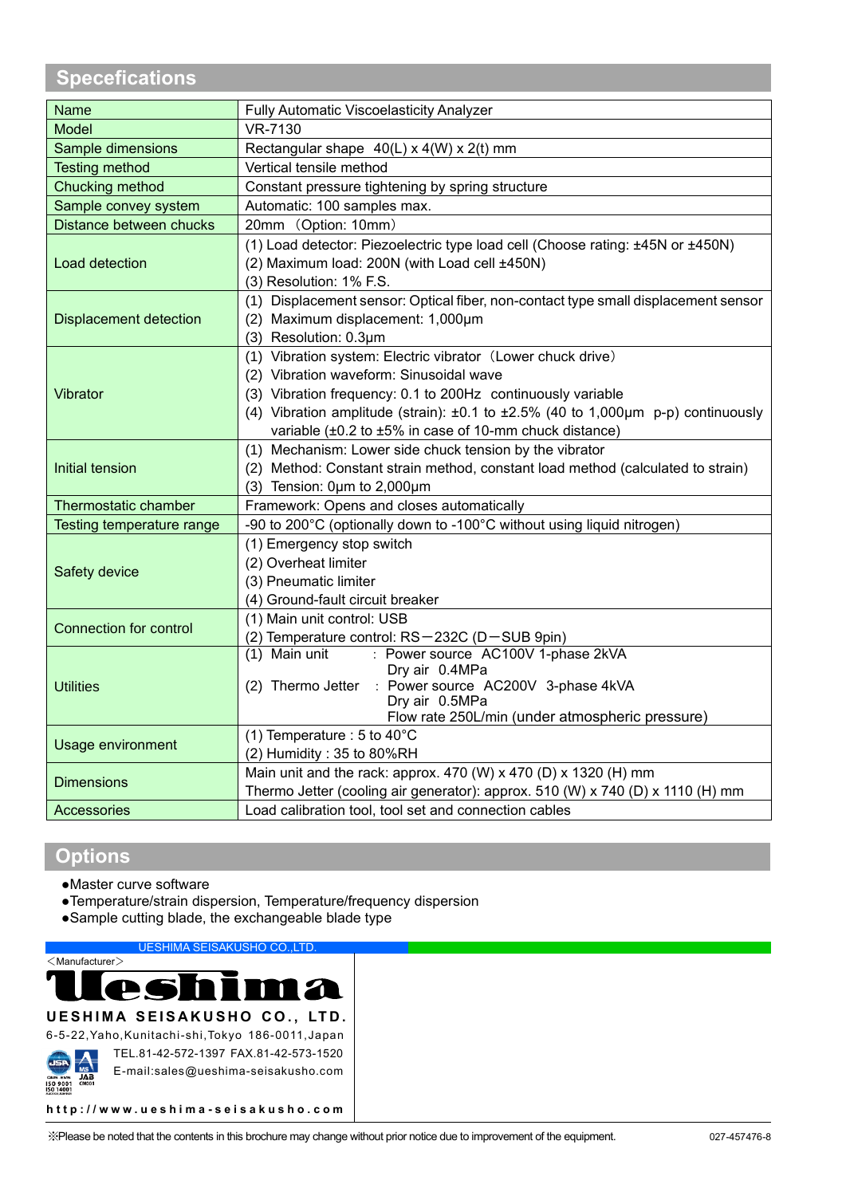## Specefications

| | |
|---|---|
| Name | Fully Automatic Viscoelasticity Analyzer |
| Model | VR-7130 |
| Sample dimensions | Rectangular shape 40(L) x 4(W) x 2(t) mm |
| Testing method | Vertical tensile method |
| Chucking method | Constant pressure tightening by spring structure |
| Sample convey system | Automatic: 100 samples max. |
| Distance between chucks | 20mm （Option: 10mm） |
| Load detection | (1) Load detector: Piezoelectric type load cell (Choose rating: ±45N or ±450N)<br>(2) Maximum load: 200N (with Load cell ±450N)<br>(3) Resolution: 1% F.S. |
| Displacement detection | (1) Displacement sensor: Optical fiber, non-contact type small displacement sensor<br>(2) Maximum displacement: 1,000μm<br>(3) Resolution: 0.3μm |
| Vibrator | (1) Vibration system: Electric vibrator（Lower chuck drive）<br>(2) Vibration waveform: Sinusoidal wave<br>(3) Vibration frequency: 0.1 to 200Hz continuously variable<br>(4) Vibration amplitude (strain): ±0.1 to ±2.5% (40 to 1,000μm p-p) continuously variable (±0.2 to ±5% in case of 10-mm chuck distance) |
| Initial tension | (1) Mechanism: Lower side chuck tension by the vibrator<br>(2) Method: Constant strain method, constant load method (calculated to strain)<br>(3) Tension: 0μm to 2,000μm |
| Thermostatic chamber | Framework: Opens and closes automatically |
| Testing temperature range | -90 to 200°C (optionally down to -100°C without using liquid nitrogen) |
| Safety device | (1) Emergency stop switch<br>(2) Overheat limiter<br>(3) Pneumatic limiter<br>(4) Ground-fault circuit breaker |
| Connection for control | (1) Main unit control: USB<br>(2) Temperature control: RS－232C (D－SUB 9pin) |
| Utilities | (1) Main unit : Power source AC100V 1-phase 2kVA<br>Dry air 0.4MPa<br>(2) Thermo Jetter : Power source AC200V 3-phase 4kVA<br>Dry air 0.5MPa<br>Flow rate 250L/min (under atmospheric pressure) |
| Usage environment | (1) Temperature : 5 to 40°C<br>(2) Humidity : 35 to 80%RH |
| Dimensions | Main unit and the rack: approx. 470 (W) x 470 (D) x 1320 (H) mm<br>Thermo Jetter (cooling air generator): approx. 510 (W) x 740 (D) x 1110 (H) mm |
| Accessories | Load calibration tool, tool set and connection cables |

## Options

- Master curve software
- Temperature/strain dispersion, Temperature/frequency dispersion
- Sample cutting blade, the exchangeable blade type

UESHIMA SEISAKUSHO CO.,LTD.

<Manufacturer>

Ueshima

**UESHIMA SEISAKUSHO CO., LTD.**

6-5-22,Yaho,Kunitachi-shi,Tokyo 186-0011,Japan

TEL.81-42-572-1397 FAX.81-42-573-1520

E-mail:sales@ueshima-seisakusho.com

http://www.ueshima-seisakusho.com

※Please be noted that the contents in this brochure may change without prior notice due to improvement of the equipment.

027-457476-8